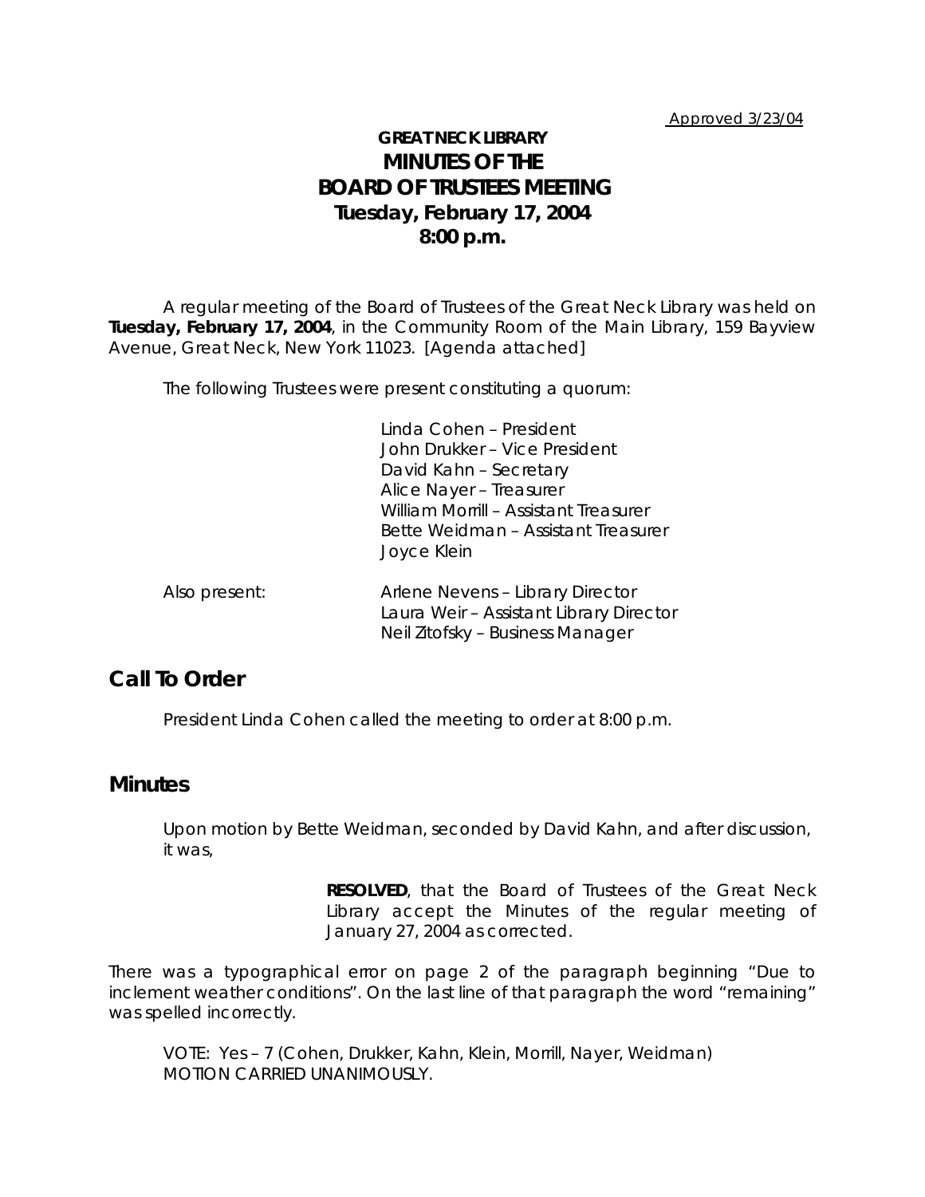Approved 3/23/04

# GREAT NECK LIBRARY
# MINUTES OF THE BOARD OF TRUSTEES MEETING
## Tuesday, February 17, 2004
## 8:00 p.m.

A regular meeting of the Board of Trustees of the Great Neck Library was held on **Tuesday, February 17, 2004**, in the Community Room of the Main Library, 159 Bayview Avenue, Great Neck, New York 11023. [Agenda attached]

The following Trustees were present constituting a quorum:

Linda Cohen – President
John Drukker – Vice President
David Kahn – Secretary
Alice Nayer – Treasurer
William Morrill – Assistant Treasurer
Bette Weidman – Assistant Treasurer
Joyce Klein

Also present:

Arlene Nevens – Library Director
Laura Weir – Assistant Library Director
Neil Zitofsky – Business Manager

## Call To Order

President Linda Cohen called the meeting to order at 8:00 p.m.

## Minutes

Upon motion by Bette Weidman, seconded by David Kahn, and after discussion, it was,

> **RESOLVED**, that the Board of Trustees of the Great Neck Library accept the Minutes of the regular meeting of January 27, 2004 as corrected.

There was a typographical error on page 2 of the paragraph beginning "Due to inclement weather conditions". On the last line of that paragraph the word "remaining" was spelled incorrectly.

VOTE: Yes – 7 (Cohen, Drukker, Kahn, Klein, Morrill, Nayer, Weidman)
MOTION CARRIED UNANIMOUSLY.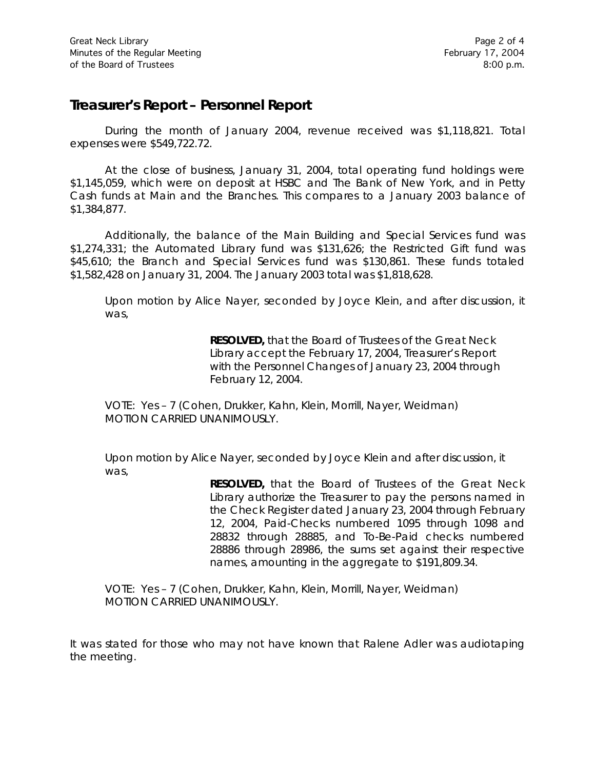## Treasurer's Report – Personnel Report

During the month of January 2004, revenue received was $1,118,821. Total expenses were $549,722.72.

At the close of business, January 31, 2004, total operating fund holdings were $1,145,059, which were on deposit at HSBC and The Bank of New York, and in Petty Cash funds at Main and the Branches. This compares to a January 2003 balance of $1,384,877.

Additionally, the balance of the Main Building and Special Services fund was $1,274,331; the Automated Library fund was $131,626; the Restricted Gift fund was $45,610; the Branch and Special Services fund was $130,861. These funds totaled $1,582,428 on January 31, 2004. The January 2003 total was $1,818,628.

Upon motion by Alice Nayer, seconded by Joyce Klein, and after discussion, it was,

> **RESOLVED,** that the Board of Trustees of the Great Neck Library accept the February 17, 2004, Treasurer's Report with the Personnel Changes of January 23, 2004 through February 12, 2004.

VOTE: Yes – 7 (Cohen, Drukker, Kahn, Klein, Morrill, Nayer, Weidman)
MOTION CARRIED UNANIMOUSLY.

Upon motion by Alice Nayer, seconded by Joyce Klein and after discussion, it was,

> **RESOLVED,** that the Board of Trustees of the Great Neck Library authorize the Treasurer to pay the persons named in the Check Register dated January 23, 2004 through February 12, 2004, Paid-Checks numbered 1095 through 1098 and 28832 through 28885, and To-Be-Paid checks numbered 28886 through 28986, the sums set against their respective names, amounting in the aggregate to $191,809.34.

VOTE: Yes – 7 (Cohen, Drukker, Kahn, Klein, Morrill, Nayer, Weidman)
MOTION CARRIED UNANIMOUSLY.

It was stated for those who may not have known that Ralene Adler was audiotaping the meeting.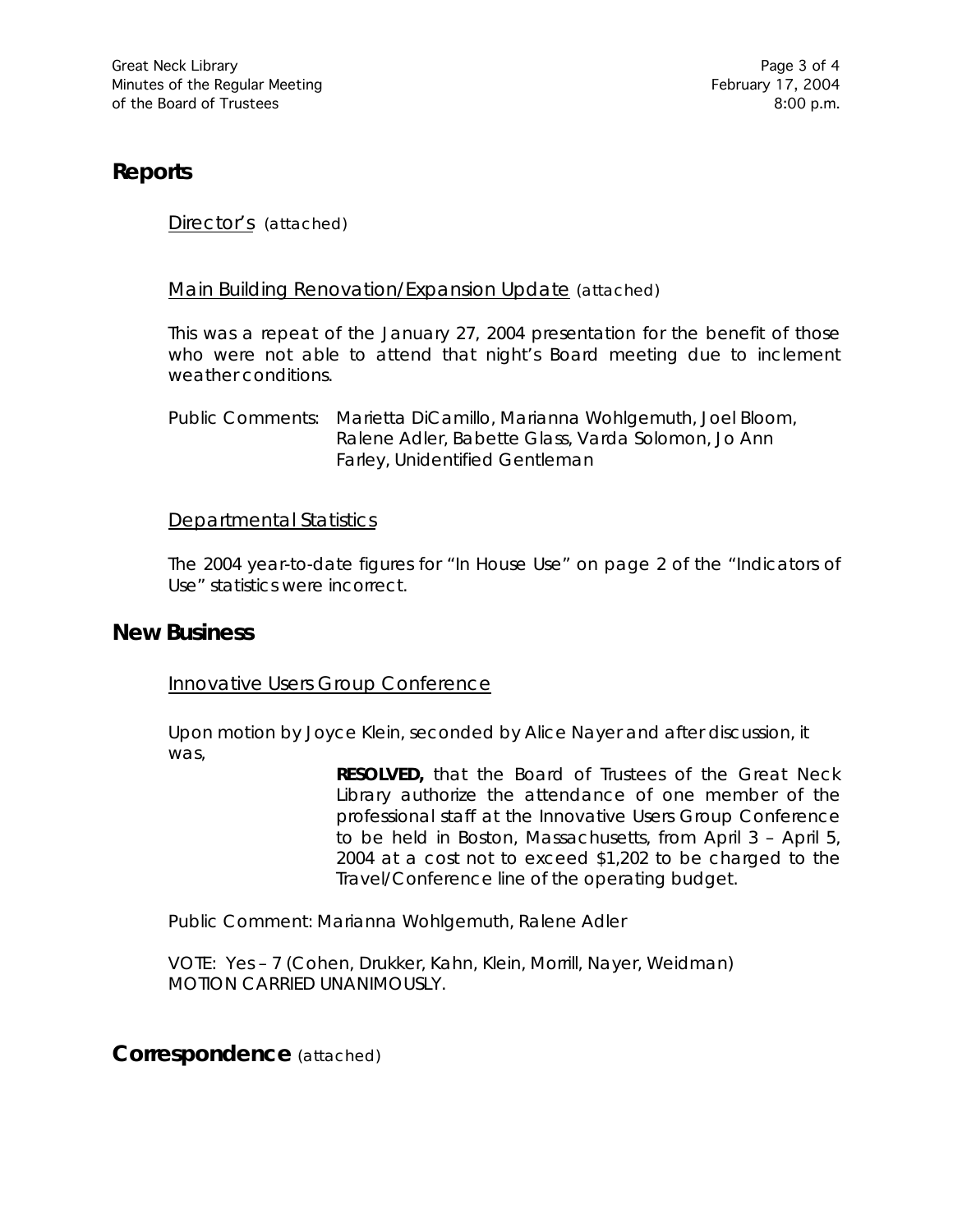## Reports

Director's (attached)

Main Building Renovation/Expansion Update (attached)

This was a repeat of the January 27, 2004 presentation for the benefit of those who were not able to attend that night's Board meeting due to inclement weather conditions.

Public Comments: Marietta DiCamillo, Marianna Wohlgemuth, Joel Bloom, Ralene Adler, Babette Glass, Varda Solomon, Jo Ann Farley, Unidentified Gentleman

Departmental Statistics

The 2004 year-to-date figures for "In House Use" on page 2 of the "Indicators of Use" statistics were incorrect.

## New Business

Innovative Users Group Conference

Upon motion by Joyce Klein, seconded by Alice Nayer and after discussion, it was,

> **RESOLVED,** that the Board of Trustees of the Great Neck Library authorize the attendance of one member of the professional staff at the Innovative Users Group Conference to be held in Boston, Massachusetts, from April 3 – April 5, 2004 at a cost not to exceed $1,202 to be charged to the Travel/Conference line of the operating budget.

Public Comment: Marianna Wohlgemuth, Ralene Adler

VOTE: Yes – 7 (Cohen, Drukker, Kahn, Klein, Morrill, Nayer, Weidman)
MOTION CARRIED UNANIMOUSLY.

## Correspondence (attached)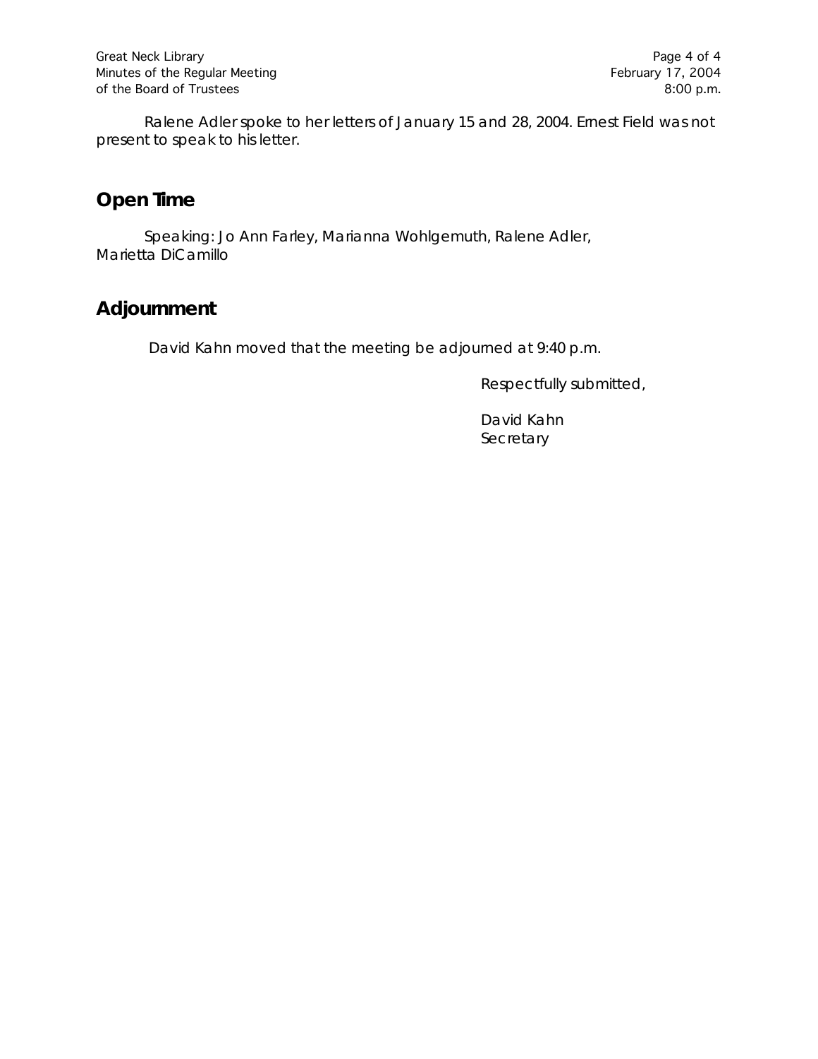Ralene Adler spoke to her letters of January 15 and 28, 2004. Ernest Field was not present to speak to his letter.

## Open Time

Speaking: Jo Ann Farley, Marianna Wohlgemuth, Ralene Adler, Marietta DiCamillo

## Adjournment

David Kahn moved that the meeting be adjourned at 9:40 p.m.

Respectfully submitted,

David Kahn
Secretary